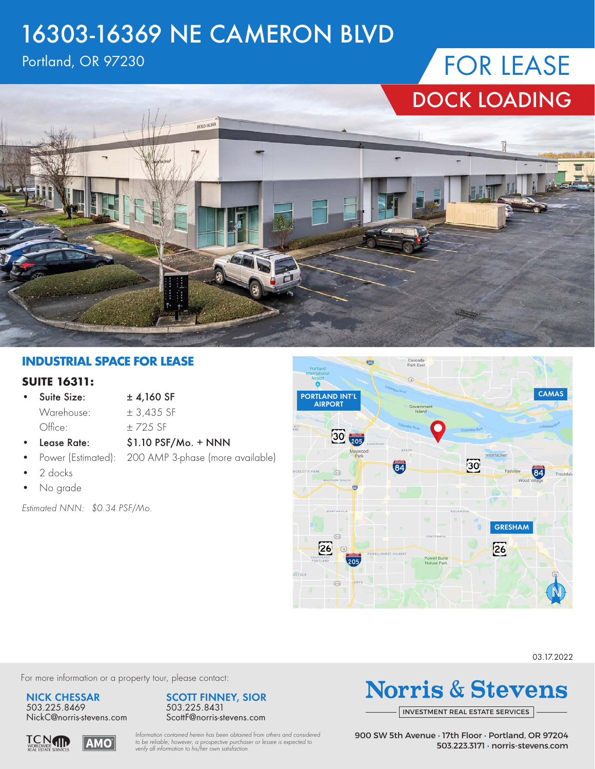# 16303-16369 NE CAMERON BLVD

Portland, OR 97230

FOR LEASE

DOCK LOADING

## INDUSTRIAL SPACE FOR LEASE

### SUITE 16311:

- **Suite Size:** ± 4,160 SF
  - Warehouse: ± 3,435 SF
  - Office: ± 725 SF
- **Lease Rate:** $1.10 PSF/Mo. + NNN
- Power (Estimated): 200 AMP 3-phase (more available)
- 2 docks
- No grade

*Estimated NNN: $0.34 PSF/Mo.*

03.17.2022

For more information or a property tour, please contact:

**NICK CHESSAR**
503.225.8469
NickC@norris-stevens.com

**SCOTT FINNEY, SIOR**
503.225.8431
ScottF@norris-stevens.com

*Information contained herein has been obtained from others and considered to be reliable; however, a prospective purchaser or lessee is expected to verify all information to his/her own satisfaction.*

**Norris & Stevens**
INVESTMENT REAL ESTATE SERVICES

900 SW 5th Avenue • 17th Floor • Portland, OR 97204
503.223.3171 • norris-stevens.com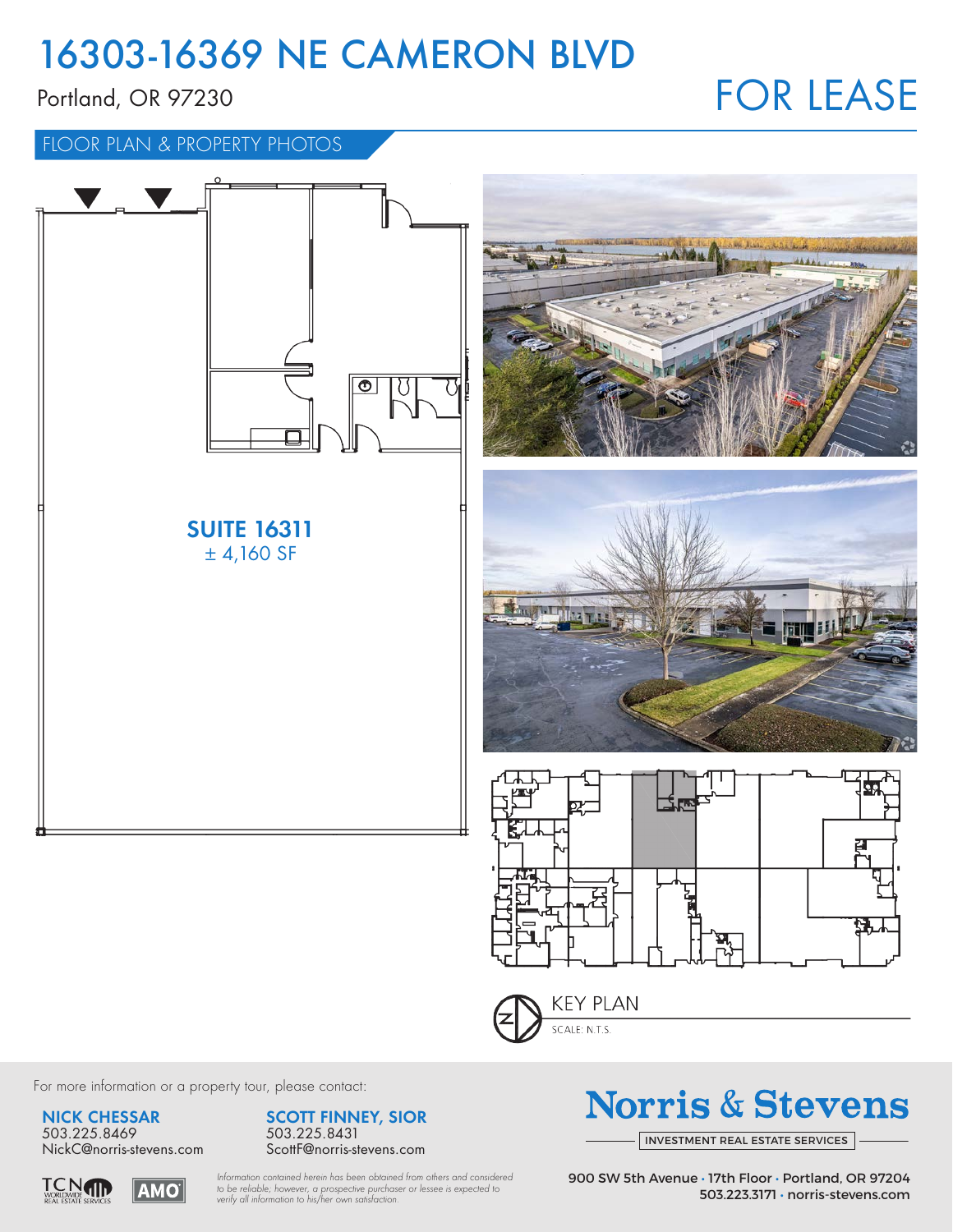# 16303-16369 NE CAMERON BLVD

Portland, OR 97230

FOR LEASE

## FLOOR PLAN & PROPERTY PHOTOS

**SUITE 16311**
± 4,160 SF

KEY PLAN
SCALE: N.T.S.

For more information or a property tour, please contact:

**NICK CHESSAR**
503.225.8469
NickC@norris-stevens.com

**SCOTT FINNEY, SIOR**
503.225.8431
ScottF@norris-stevens.com

**Norris & Stevens**
INVESTMENT REAL ESTATE SERVICES

900 SW 5th Avenue • 17th Floor • Portland, OR 97204
503.223.3171 • norris-stevens.com

TCN WORLDWIDE REAL ESTATE SERVICES | AMO

*Information contained herein has been obtained from others and considered to be reliable; however, a prospective purchaser or lessee is expected to verify all information to his/her own satisfaction.*